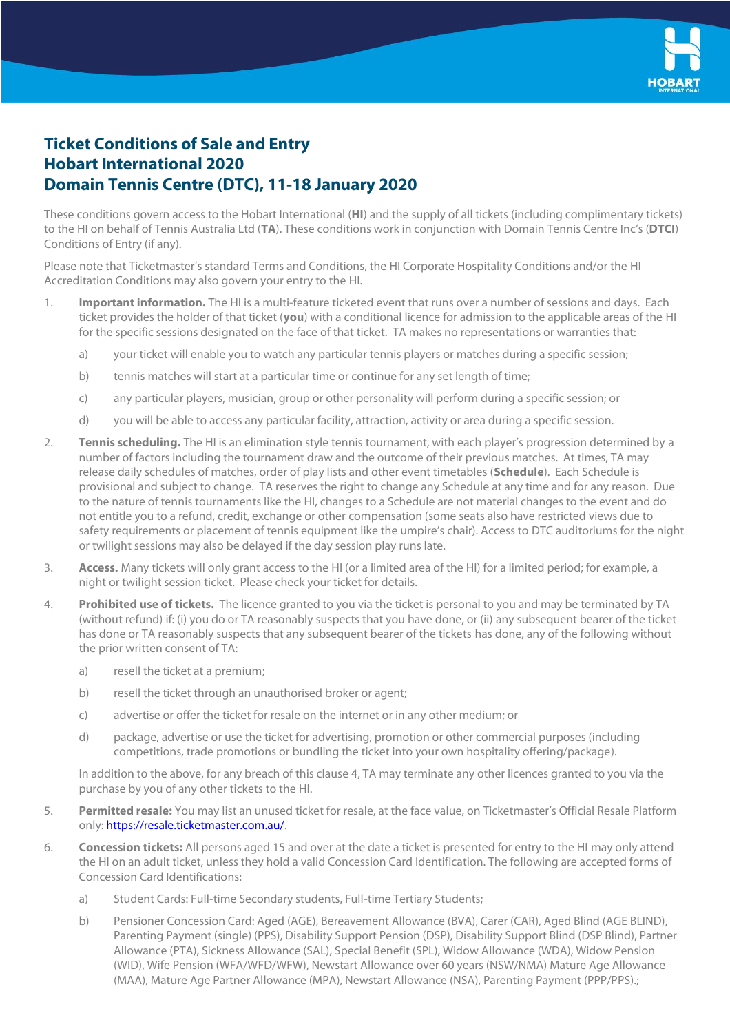# Ticket Conditions of Sale and Entry
# Hobart International 2020
# Domain Tennis Centre (DTC), 11-18 January 2020

These conditions govern access to the Hobart International (**HI**) and the supply of all tickets (including complimentary tickets) to the HI on behalf of Tennis Australia Ltd (**TA**). These conditions work in conjunction with Domain Tennis Centre Inc's (**DTCI**) Conditions of Entry (if any).

Please note that Ticketmaster's standard Terms and Conditions, the HI Corporate Hospitality Conditions and/or the HI Accreditation Conditions may also govern your entry to the HI.

1. **Important information.** The HI is a multi-feature ticketed event that runs over a number of sessions and days. Each ticket provides the holder of that ticket (**you**) with a conditional licence for admission to the applicable areas of the HI for the specific sessions designated on the face of that ticket. TA makes no representations or warranties that:

   a) your ticket will enable you to watch any particular tennis players or matches during a specific session;

   b) tennis matches will start at a particular time or continue for any set length of time;

   c) any particular players, musician, group or other personality will perform during a specific session; or

   d) you will be able to access any particular facility, attraction, activity or area during a specific session.

2. **Tennis scheduling.** The HI is an elimination style tennis tournament, with each player's progression determined by a number of factors including the tournament draw and the outcome of their previous matches. At times, TA may release daily schedules of matches, order of play lists and other event timetables (**Schedule**). Each Schedule is provisional and subject to change. TA reserves the right to change any Schedule at any time and for any reason. Due to the nature of tennis tournaments like the HI, changes to a Schedule are not material changes to the event and do not entitle you to a refund, credit, exchange or other compensation (some seats also have restricted views due to safety requirements or placement of tennis equipment like the umpire's chair). Access to DTC auditoriums for the night or twilight sessions may also be delayed if the day session play runs late.

3. **Access.** Many tickets will only grant access to the HI (or a limited area of the HI) for a limited period; for example, a night or twilight session ticket. Please check your ticket for details.

4. **Prohibited use of tickets.** The licence granted to you via the ticket is personal to you and may be terminated by TA (without refund) if: (i) you do or TA reasonably suspects that you have done, or (ii) any subsequent bearer of the ticket has done or TA reasonably suspects that any subsequent bearer of the tickets has done, any of the following without the prior written consent of TA:

   a) resell the ticket at a premium;

   b) resell the ticket through an unauthorised broker or agent;

   c) advertise or offer the ticket for resale on the internet or in any other medium; or

   d) package, advertise or use the ticket for advertising, promotion or other commercial purposes (including competitions, trade promotions or bundling the ticket into your own hospitality offering/package).

   In addition to the above, for any breach of this clause 4, TA may terminate any other licences granted to you via the purchase by you of any other tickets to the HI.

5. **Permitted resale:** You may list an unused ticket for resale, at the face value, on Ticketmaster's Official Resale Platform only: [https://resale.ticketmaster.com.au/](https://resale.ticketmaster.com.au/).

6. **Concession tickets:** All persons aged 15 and over at the date a ticket is presented for entry to the HI may only attend the HI on an adult ticket, unless they hold a valid Concession Card Identification. The following are accepted forms of Concession Card Identifications:

   a) Student Cards: Full-time Secondary students, Full-time Tertiary Students;

   b) Pensioner Concession Card: Aged (AGE), Bereavement Allowance (BVA), Carer (CAR), Aged Blind (AGE BLIND), Parenting Payment (single) (PPS), Disability Support Pension (DSP), Disability Support Blind (DSP Blind), Partner Allowance (PTA), Sickness Allowance (SAL), Special Benefit (SPL), Widow Allowance (WDA), Widow Pension (WID), Wife Pension (WFA/WFD/WFW), Newstart Allowance over 60 years (NSW/NMA) Mature Age Allowance (MAA), Mature Age Partner Allowance (MPA), Newstart Allowance (NSA), Parenting Payment (PPP/PPS).;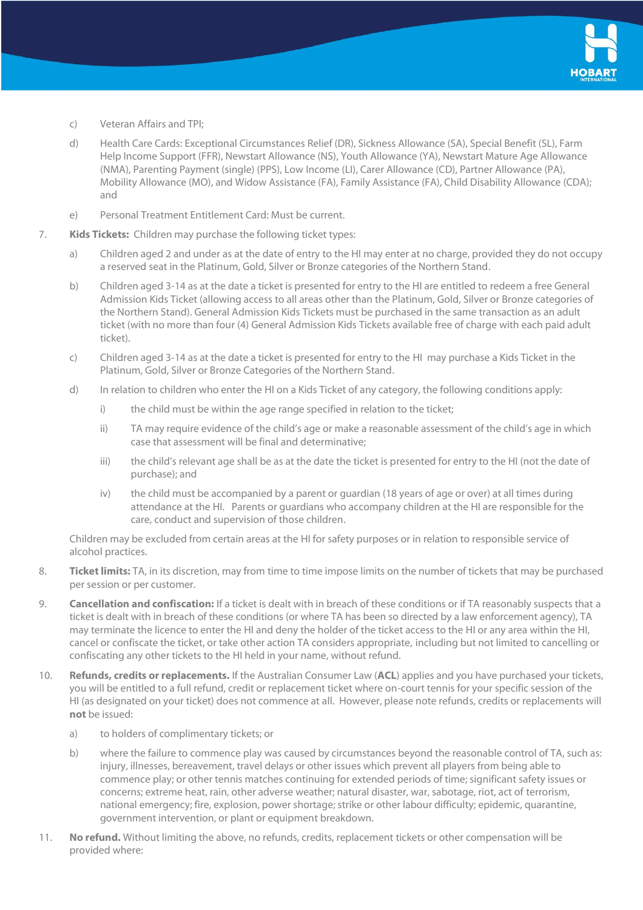c) Veteran Affairs and TPI;

d) Health Care Cards: Exceptional Circumstances Relief (DR), Sickness Allowance (SA), Special Benefit (SL), Farm Help Income Support (FFR), Newstart Allowance (NS), Youth Allowance (YA), Newstart Mature Age Allowance (NMA), Parenting Payment (single) (PPS), Low Income (LI), Carer Allowance (CD), Partner Allowance (PA), Mobility Allowance (MO), and Widow Assistance (FA), Family Assistance (FA), Child Disability Allowance (CDA); and

e) Personal Treatment Entitlement Card: Must be current.

7. **Kids Tickets:** Children may purchase the following ticket types:

   a) Children aged 2 and under as at the date of entry to the HI may enter at no charge, provided they do not occupy a reserved seat in the Platinum, Gold, Silver or Bronze categories of the Northern Stand.

   b) Children aged 3-14 as at the date a ticket is presented for entry to the HI are entitled to redeem a free General Admission Kids Ticket (allowing access to all areas other than the Platinum, Gold, Silver or Bronze categories of the Northern Stand). General Admission Kids Tickets must be purchased in the same transaction as an adult ticket (with no more than four (4) General Admission Kids Tickets available free of charge with each paid adult ticket).

   c) Children aged 3-14 as at the date a ticket is presented for entry to the HI may purchase a Kids Ticket in the Platinum, Gold, Silver or Bronze Categories of the Northern Stand.

   d) In relation to children who enter the HI on a Kids Ticket of any category, the following conditions apply:

      i) the child must be within the age range specified in relation to the ticket;

      ii) TA may require evidence of the child's age or make a reasonable assessment of the child's age in which case that assessment will be final and determinative;

      iii) the child's relevant age shall be as at the date the ticket is presented for entry to the HI (not the date of purchase); and

      iv) the child must be accompanied by a parent or guardian (18 years of age or over) at all times during attendance at the HI. Parents or guardians who accompany children at the HI are responsible for the care, conduct and supervision of those children.

   Children may be excluded from certain areas at the HI for safety purposes or in relation to responsible service of alcohol practices.

8. **Ticket limits:** TA, in its discretion, may from time to time impose limits on the number of tickets that may be purchased per session or per customer.

9. **Cancellation and confiscation:** If a ticket is dealt with in breach of these conditions or if TA reasonably suspects that a ticket is dealt with in breach of these conditions (or where TA has been so directed by a law enforcement agency), TA may terminate the licence to enter the HI and deny the holder of the ticket access to the HI or any area within the HI, cancel or confiscate the ticket, or take other action TA considers appropriate, including but not limited to cancelling or confiscating any other tickets to the HI held in your name, without refund.

10. **Refunds, credits or replacements.** If the Australian Consumer Law (**ACL**) applies and you have purchased your tickets, you will be entitled to a full refund, credit or replacement ticket where on-court tennis for your specific session of the HI (as designated on your ticket) does not commence at all. However, please note refunds, credits or replacements will **not** be issued:

    a) to holders of complimentary tickets; or

    b) where the failure to commence play was caused by circumstances beyond the reasonable control of TA, such as: injury, illnesses, bereavement, travel delays or other issues which prevent all players from being able to commence play; or other tennis matches continuing for extended periods of time; significant safety issues or concerns; extreme heat, rain, other adverse weather; natural disaster, war, sabotage, riot, act of terrorism, national emergency; fire, explosion, power shortage; strike or other labour difficulty; epidemic, quarantine, government intervention, or plant or equipment breakdown.

11. **No refund.** Without limiting the above, no refunds, credits, replacement tickets or other compensation will be provided where: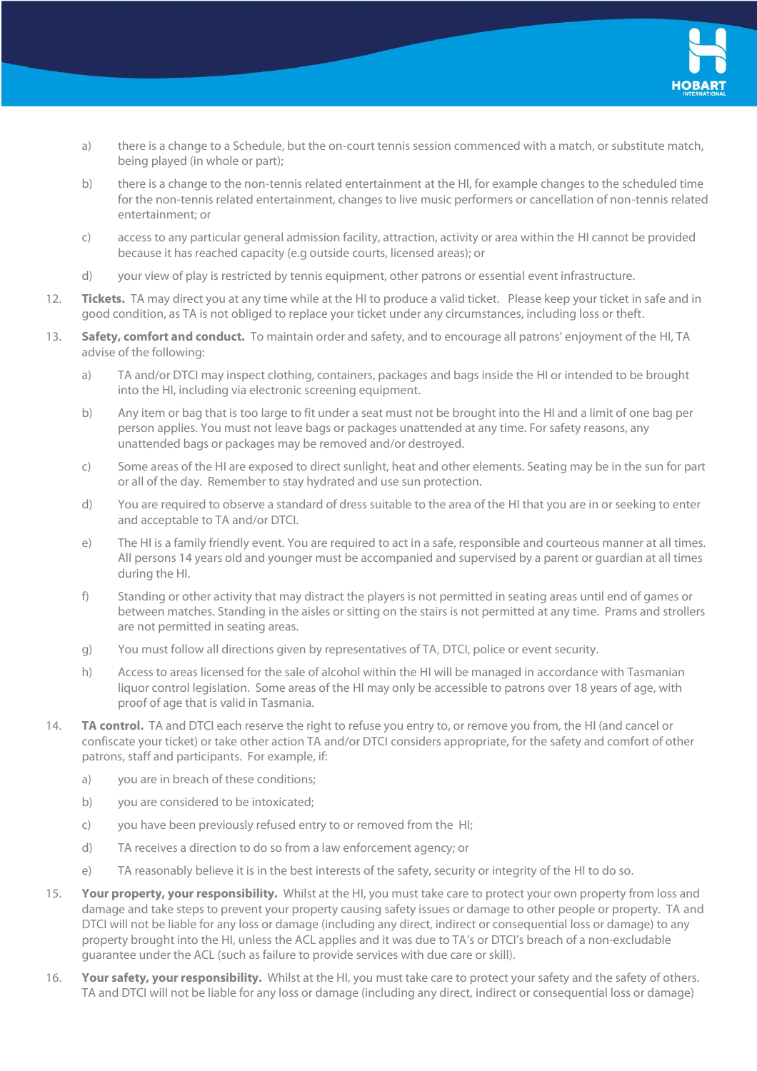a) there is a change to a Schedule, but the on-court tennis session commenced with a match, or substitute match, being played (in whole or part);

b) there is a change to the non-tennis related entertainment at the HI, for example changes to the scheduled time for the non-tennis related entertainment, changes to live music performers or cancellation of non-tennis related entertainment; or

c) access to any particular general admission facility, attraction, activity or area within the HI cannot be provided because it has reached capacity (e.g outside courts, licensed areas); or

d) your view of play is restricted by tennis equipment, other patrons or essential event infrastructure.

12. **Tickets.** TA may direct you at any time while at the HI to produce a valid ticket. Please keep your ticket in safe and in good condition, as TA is not obliged to replace your ticket under any circumstances, including loss or theft.

13. **Safety, comfort and conduct.** To maintain order and safety, and to encourage all patrons' enjoyment of the HI, TA advise of the following:

a) TA and/or DTCI may inspect clothing, containers, packages and bags inside the HI or intended to be brought into the HI, including via electronic screening equipment.

b) Any item or bag that is too large to fit under a seat must not be brought into the HI and a limit of one bag per person applies. You must not leave bags or packages unattended at any time. For safety reasons, any unattended bags or packages may be removed and/or destroyed.

c) Some areas of the HI are exposed to direct sunlight, heat and other elements. Seating may be in the sun for part or all of the day. Remember to stay hydrated and use sun protection.

d) You are required to observe a standard of dress suitable to the area of the HI that you are in or seeking to enter and acceptable to TA and/or DTCI.

e) The HI is a family friendly event. You are required to act in a safe, responsible and courteous manner at all times. All persons 14 years old and younger must be accompanied and supervised by a parent or guardian at all times during the HI.

f) Standing or other activity that may distract the players is not permitted in seating areas until end of games or between matches. Standing in the aisles or sitting on the stairs is not permitted at any time. Prams and strollers are not permitted in seating areas.

g) You must follow all directions given by representatives of TA, DTCI, police or event security.

h) Access to areas licensed for the sale of alcohol within the HI will be managed in accordance with Tasmanian liquor control legislation. Some areas of the HI may only be accessible to patrons over 18 years of age, with proof of age that is valid in Tasmania.

14. **TA control.** TA and DTCI each reserve the right to refuse you entry to, or remove you from, the HI (and cancel or confiscate your ticket) or take other action TA and/or DTCI considers appropriate, for the safety and comfort of other patrons, staff and participants. For example, if:

a) you are in breach of these conditions;

b) you are considered to be intoxicated;

c) you have been previously refused entry to or removed from the HI;

d) TA receives a direction to do so from a law enforcement agency; or

e) TA reasonably believe it is in the best interests of the safety, security or integrity of the HI to do so.

15. **Your property, your responsibility.** Whilst at the HI, you must take care to protect your own property from loss and damage and take steps to prevent your property causing safety issues or damage to other people or property. TA and DTCI will not be liable for any loss or damage (including any direct, indirect or consequential loss or damage) to any property brought into the HI, unless the ACL applies and it was due to TA's or DTCI's breach of a non-excludable guarantee under the ACL (such as failure to provide services with due care or skill).

16. **Your safety, your responsibility.** Whilst at the HI, you must take care to protect your safety and the safety of others. TA and DTCI will not be liable for any loss or damage (including any direct, indirect or consequential loss or damage)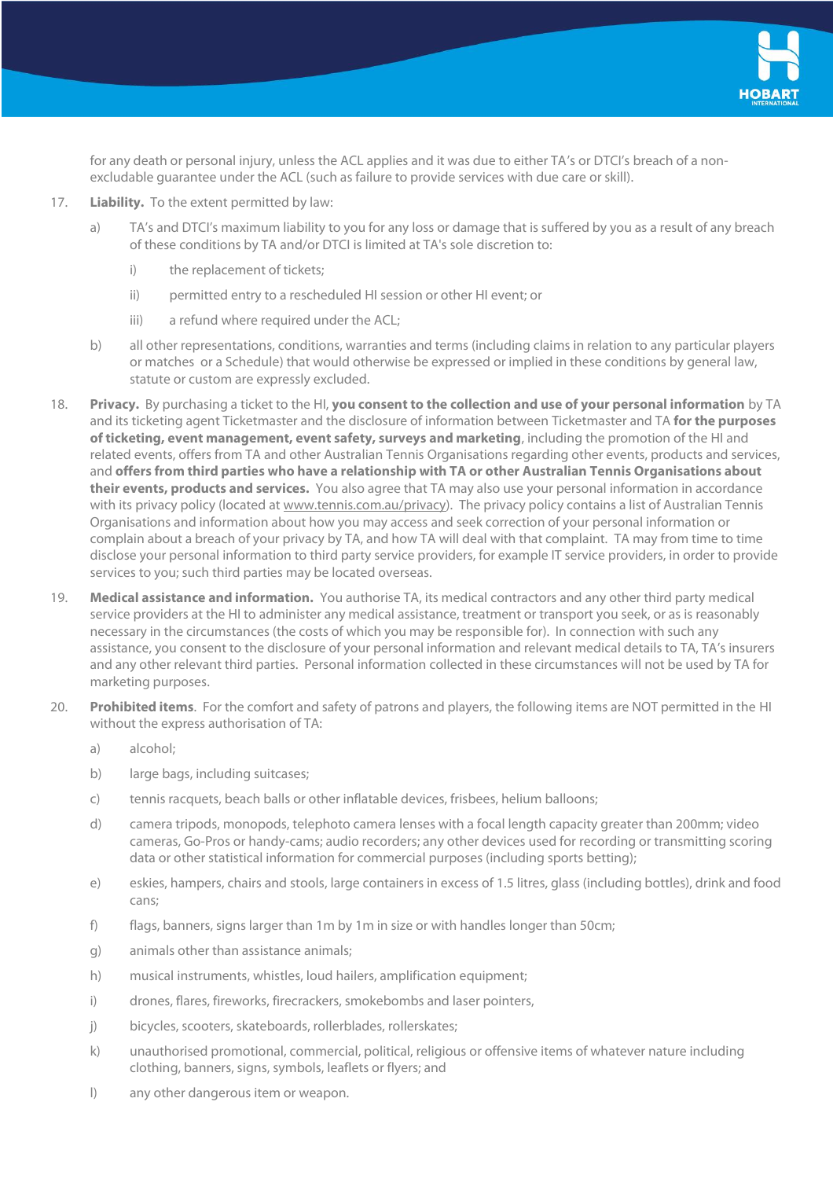for any death or personal injury, unless the ACL applies and it was due to either TA's or DTCI's breach of a non-excludable guarantee under the ACL (such as failure to provide services with due care or skill).

17. **Liability.** To the extent permitted by law:

    a) TA's and DTCI's maximum liability to you for any loss or damage that is suffered by you as a result of any breach of these conditions by TA and/or DTCI is limited at TA's sole discretion to:

        i) the replacement of tickets;

        ii) permitted entry to a rescheduled HI session or other HI event; or

        iii) a refund where required under the ACL;

    b) all other representations, conditions, warranties and terms (including claims in relation to any particular players or matches or a Schedule) that would otherwise be expressed or implied in these conditions by general law, statute or custom are expressly excluded.

18. **Privacy.** By purchasing a ticket to the HI, **you consent to the collection and use of your personal information** by TA and its ticketing agent Ticketmaster and the disclosure of information between Ticketmaster and TA **for the purposes of ticketing, event management, event safety, surveys and marketing**, including the promotion of the HI and related events, offers from TA and other Australian Tennis Organisations regarding other events, products and services, and **offers from third parties who have a relationship with TA or other Australian Tennis Organisations about their events, products and services.** You also agree that TA may also use your personal information in accordance with its privacy policy (located at www.tennis.com.au/privacy). The privacy policy contains a list of Australian Tennis Organisations and information about how you may access and seek correction of your personal information or complain about a breach of your privacy by TA, and how TA will deal with that complaint. TA may from time to time disclose your personal information to third party service providers, for example IT service providers, in order to provide services to you; such third parties may be located overseas.

19. **Medical assistance and information.** You authorise TA, its medical contractors and any other third party medical service providers at the HI to administer any medical assistance, treatment or transport you seek, or as is reasonably necessary in the circumstances (the costs of which you may be responsible for). In connection with such any assistance, you consent to the disclosure of your personal information and relevant medical details to TA, TA's insurers and any other relevant third parties. Personal information collected in these circumstances will not be used by TA for marketing purposes.

20. **Prohibited items**. For the comfort and safety of patrons and players, the following items are NOT permitted in the HI without the express authorisation of TA:

    a) alcohol;

    b) large bags, including suitcases;

    c) tennis racquets, beach balls or other inflatable devices, frisbees, helium balloons;

    d) camera tripods, monopods, telephoto camera lenses with a focal length capacity greater than 200mm; video cameras, Go-Pros or handy-cams; audio recorders; any other devices used for recording or transmitting scoring data or other statistical information for commercial purposes (including sports betting);

    e) eskies, hampers, chairs and stools, large containers in excess of 1.5 litres, glass (including bottles), drink and food cans;

    f) flags, banners, signs larger than 1m by 1m in size or with handles longer than 50cm;

    g) animals other than assistance animals;

    h) musical instruments, whistles, loud hailers, amplification equipment;

    i) drones, flares, fireworks, firecrackers, smokebombs and laser pointers,

    j) bicycles, scooters, skateboards, rollerblades, rollerskates;

    k) unauthorised promotional, commercial, political, religious or offensive items of whatever nature including clothing, banners, signs, symbols, leaflets or flyers; and

    l) any other dangerous item or weapon.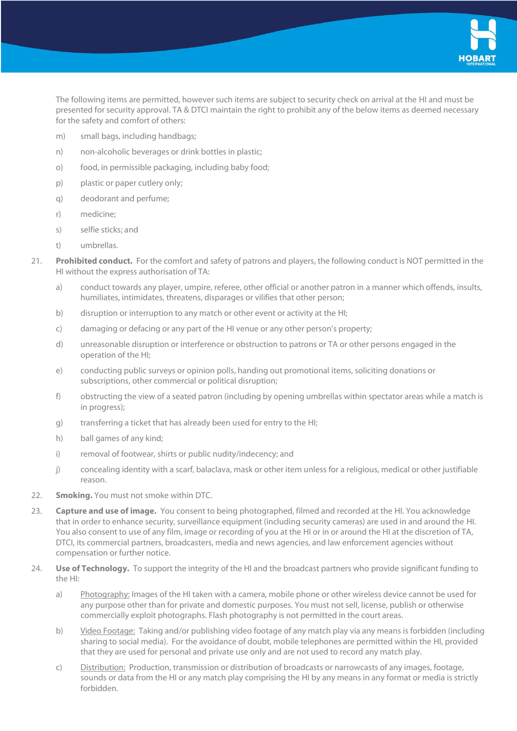The following items are permitted, however such items are subject to security check on arrival at the HI and must be presented for security approval. TA & DTCI maintain the right to prohibit any of the below items as deemed necessary for the safety and comfort of others:

m) small bags, including handbags;

n) non-alcoholic beverages or drink bottles in plastic;

o) food, in permissible packaging, including baby food;

p) plastic or paper cutlery only;

q) deodorant and perfume;

r) medicine;

s) selfie sticks; and

t) umbrellas.

21. **Prohibited conduct.** For the comfort and safety of patrons and players, the following conduct is NOT permitted in the HI without the express authorisation of TA:

a) conduct towards any player, umpire, referee, other official or another patron in a manner which offends, insults, humiliates, intimidates, threatens, disparages or vilifies that other person;

b) disruption or interruption to any match or other event or activity at the HI;

c) damaging or defacing or any part of the HI venue or any other person's property;

d) unreasonable disruption or interference or obstruction to patrons or TA or other persons engaged in the operation of the HI;

e) conducting public surveys or opinion polls, handing out promotional items, soliciting donations or subscriptions, other commercial or political disruption;

f) obstructing the view of a seated patron (including by opening umbrellas within spectator areas while a match is in progress);

g) transferring a ticket that has already been used for entry to the HI;

h) ball games of any kind;

i) removal of footwear, shirts or public nudity/indecency; and

j) concealing identity with a scarf, balaclava, mask or other item unless for a religious, medical or other justifiable reason.

22. **Smoking.** You must not smoke within DTC.

23. **Capture and use of image.** You consent to being photographed, filmed and recorded at the HI. You acknowledge that in order to enhance security, surveillance equipment (including security cameras) are used in and around the HI. You also consent to use of any film, image or recording of you at the HI or in or around the HI at the discretion of TA, DTCI, its commercial partners, broadcasters, media and news agencies, and law enforcement agencies without compensation or further notice.

24. **Use of Technology.** To support the integrity of the HI and the broadcast partners who provide significant funding to the HI:

a) Photography: Images of the HI taken with a camera, mobile phone or other wireless device cannot be used for any purpose other than for private and domestic purposes. You must not sell, license, publish or otherwise commercially exploit photographs. Flash photography is not permitted in the court areas.

b) Video Footage: Taking and/or publishing video footage of any match play via any means is forbidden (including sharing to social media). For the avoidance of doubt, mobile telephones are permitted within the HI, provided that they are used for personal and private use only and are not used to record any match play.

c) Distribution: Production, transmission or distribution of broadcasts or narrowcasts of any images, footage, sounds or data from the HI or any match play comprising the HI by any means in any format or media is strictly forbidden.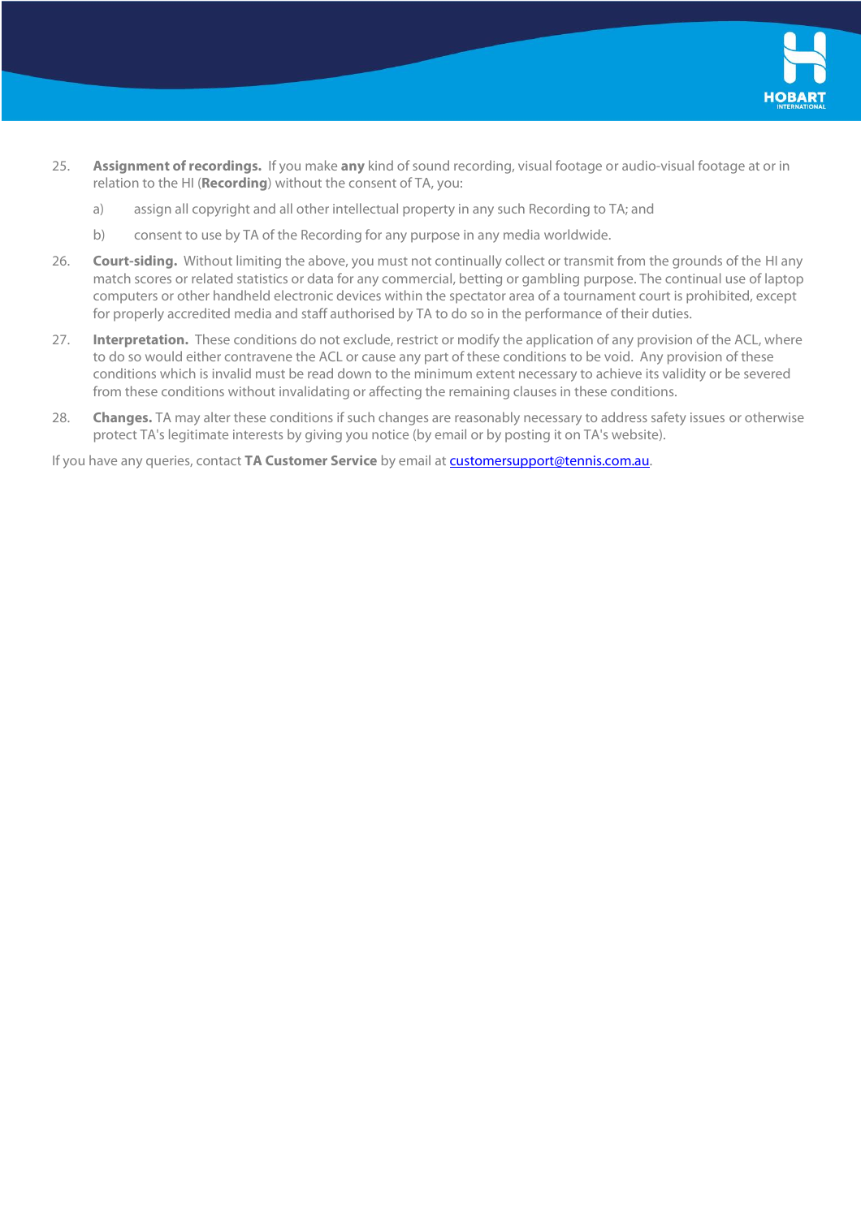25. **Assignment of recordings.** If you make **any** kind of sound recording, visual footage or audio-visual footage at or in relation to the HI (**Recording**) without the consent of TA, you:

    a) assign all copyright and all other intellectual property in any such Recording to TA; and

    b) consent to use by TA of the Recording for any purpose in any media worldwide.

26. **Court-siding.** Without limiting the above, you must not continually collect or transmit from the grounds of the HI any match scores or related statistics or data for any commercial, betting or gambling purpose. The continual use of laptop computers or other handheld electronic devices within the spectator area of a tournament court is prohibited, except for properly accredited media and staff authorised by TA to do so in the performance of their duties.

27. **Interpretation.** These conditions do not exclude, restrict or modify the application of any provision of the ACL, where to do so would either contravene the ACL or cause any part of these conditions to be void. Any provision of these conditions which is invalid must be read down to the minimum extent necessary to achieve its validity or be severed from these conditions without invalidating or affecting the remaining clauses in these conditions.

28. **Changes.** TA may alter these conditions if such changes are reasonably necessary to address safety issues or otherwise protect TA's legitimate interests by giving you notice (by email or by posting it on TA's website).

If you have any queries, contact **TA Customer Service** by email at customersupport@tennis.com.au.